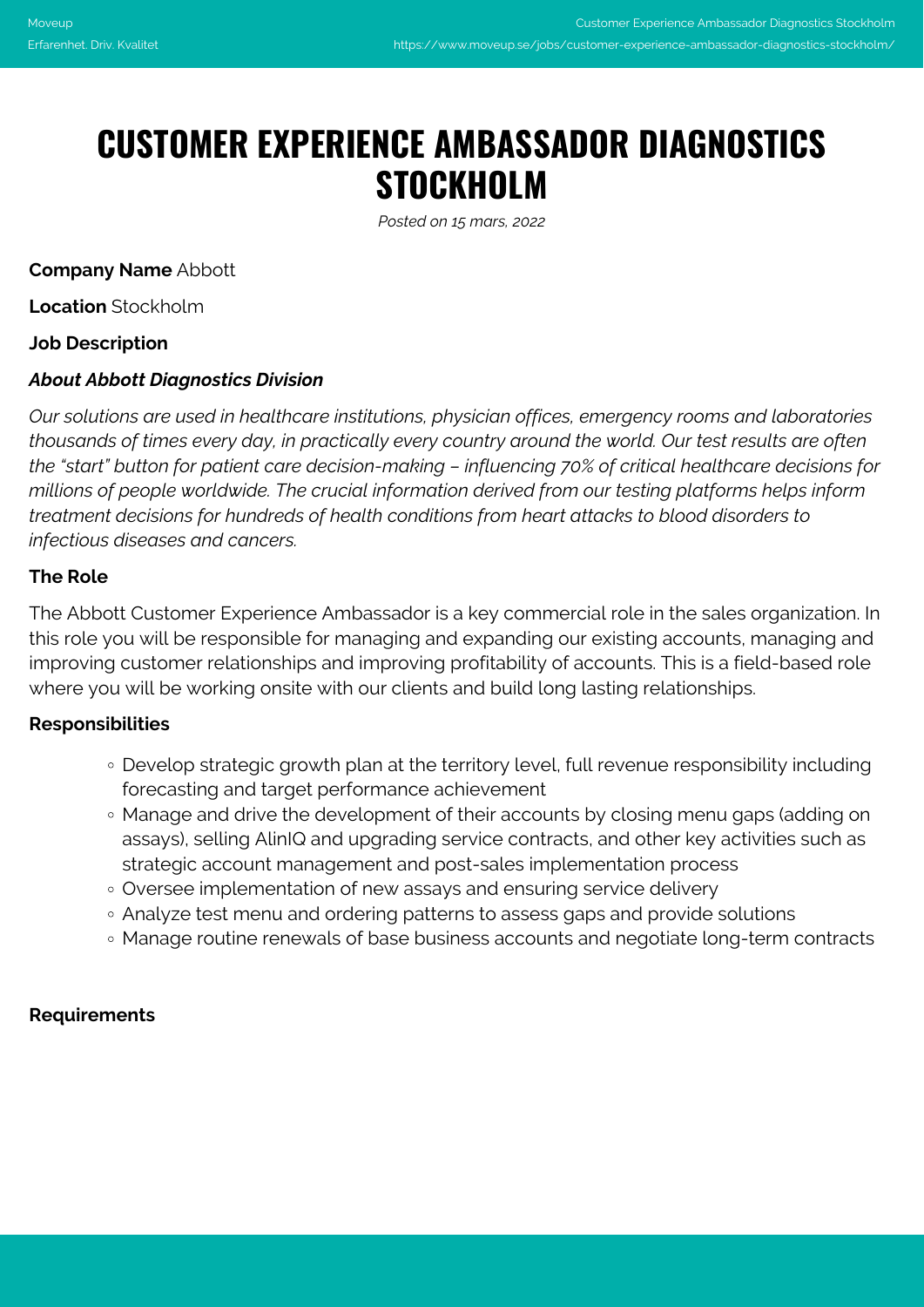# CUSTOMER EXPERIENCE AMBASSADOR DIAGNOSTICS STOCKHOLM

*Posted on 15 mars, 2022*

**Company Name** Abbott

**Location** Stockholm

**Job Description**

***About Abbott Diagnostics Division***

*Our solutions are used in healthcare institutions, physician offices, emergency rooms and laboratories thousands of times every day, in practically every country around the world. Our test results are often the "start" button for patient care decision-making – influencing 70% of critical healthcare decisions for millions of people worldwide. The crucial information derived from our testing platforms helps inform treatment decisions for hundreds of health conditions from heart attacks to blood disorders to infectious diseases and cancers.*

**The Role**

The Abbott Customer Experience Ambassador is a key commercial role in the sales organization. In this role you will be responsible for managing and expanding our existing accounts, managing and improving customer relationships and improving profitability of accounts. This is a field-based role where you will be working onsite with our clients and build long lasting relationships.

**Responsibilities**

- Develop strategic growth plan at the territory level, full revenue responsibility including forecasting and target performance achievement
- Manage and drive the development of their accounts by closing menu gaps (adding on assays), selling AlinIQ and upgrading service contracts, and other key activities such as strategic account management and post-sales implementation process
- Oversee implementation of new assays and ensuring service delivery
- Analyze test menu and ordering patterns to assess gaps and provide solutions
- Manage routine renewals of base business accounts and negotiate long-term contracts

**Requirements**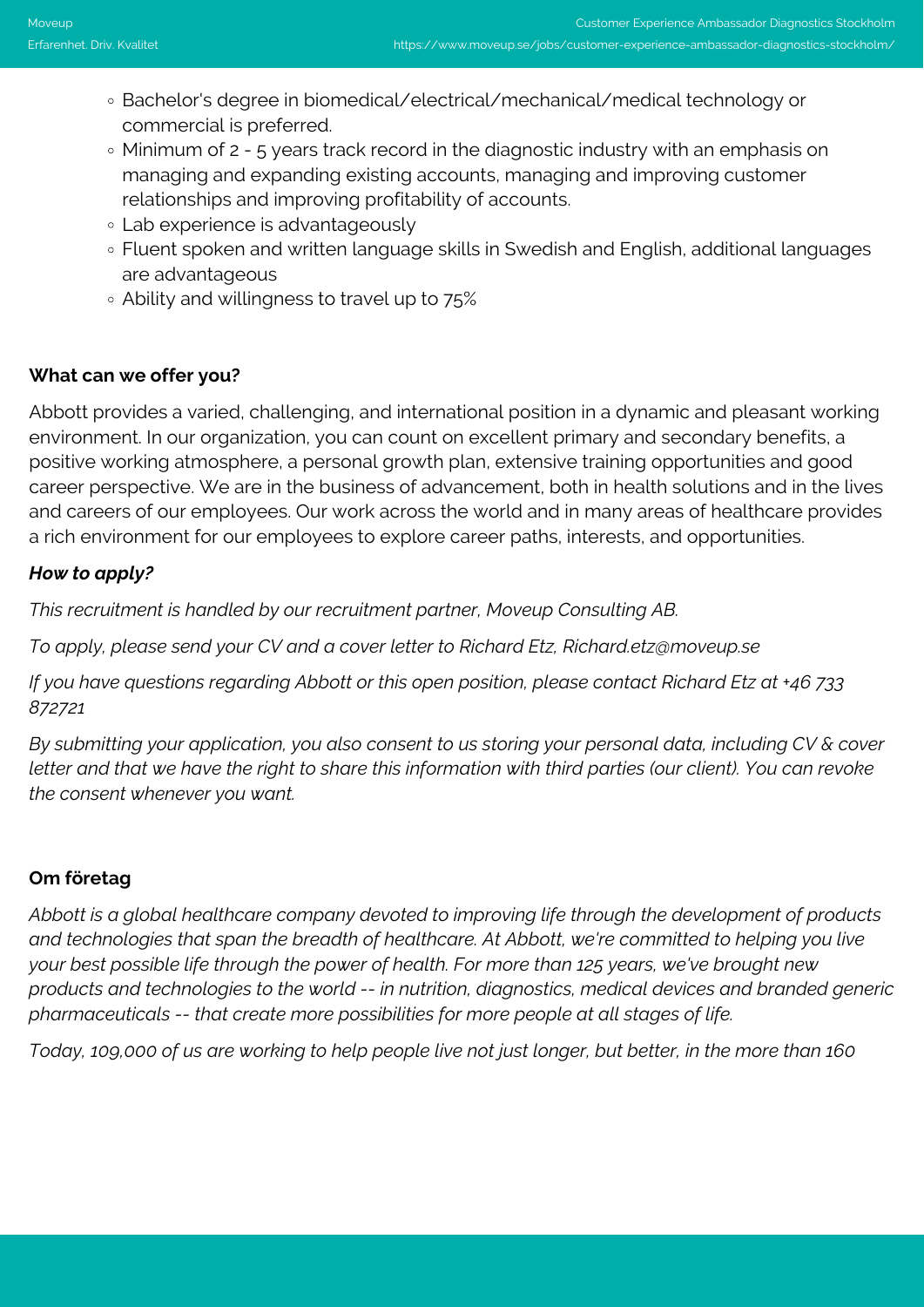- Bachelor's degree in biomedical/electrical/mechanical/medical technology or commercial is preferred.
- Minimum of 2 - 5 years track record in the diagnostic industry with an emphasis on managing and expanding existing accounts, managing and improving customer relationships and improving profitability of accounts.
- Lab experience is advantageously
- Fluent spoken and written language skills in Swedish and English, additional languages are advantageous
- Ability and willingness to travel up to 75%

**What can we offer you?**

Abbott provides a varied, challenging, and international position in a dynamic and pleasant working environment. In our organization, you can count on excellent primary and secondary benefits, a positive working atmosphere, a personal growth plan, extensive training opportunities and good career perspective. We are in the business of advancement, both in health solutions and in the lives and careers of our employees. Our work across the world and in many areas of healthcare provides a rich environment for our employees to explore career paths, interests, and opportunities.

***How to apply?***

*This recruitment is handled by our recruitment partner, Moveup Consulting AB.*

*To apply, please send your CV and a cover letter to Richard Etz, Richard.etz@moveup.se*

*If you have questions regarding Abbott or this open position, please contact Richard Etz at +46 733 872721*

*By submitting your application, you also consent to us storing your personal data, including CV & cover letter and that we have the right to share this information with third parties (our client). You can revoke the consent whenever you want.*

**Om företag**

*Abbott is a global healthcare company devoted to improving life through the development of products and technologies that span the breadth of healthcare. At Abbott, we're committed to helping you live your best possible life through the power of health. For more than 125 years, we've brought new products and technologies to the world -- in nutrition, diagnostics, medical devices and branded generic pharmaceuticals -- that create more possibilities for more people at all stages of life.*

*Today, 109,000 of us are working to help people live not just longer, but better, in the more than 160*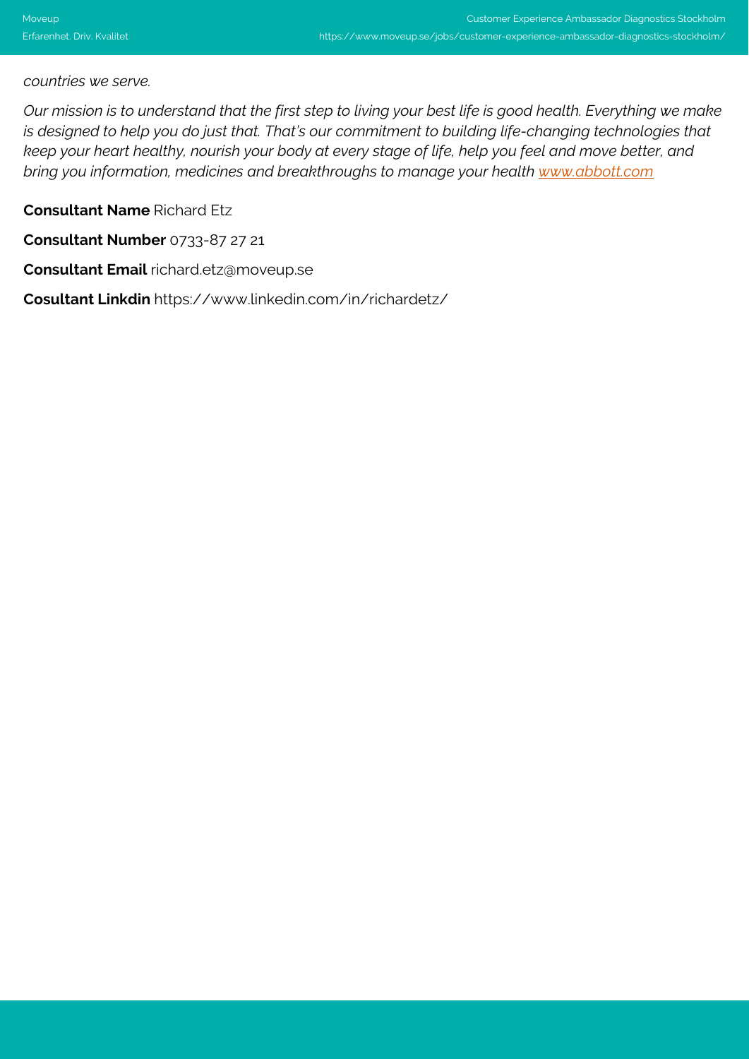*countries we serve.*

*Our mission is to understand that the first step to living your best life is good health. Everything we make is designed to help you do just that. That's our commitment to building life-changing technologies that keep your heart healthy, nourish your body at every stage of life, help you feel and move better, and bring you information, medicines and breakthroughs to manage your health [www.abbott.com](http://www.abbott.com)*

**Consultant Name** Richard Etz

**Consultant Number** 0733-87 27 21

**Consultant Email** richard.etz@moveup.se

**Cosultant Linkdin** https://www.linkedin.com/in/richardetz/